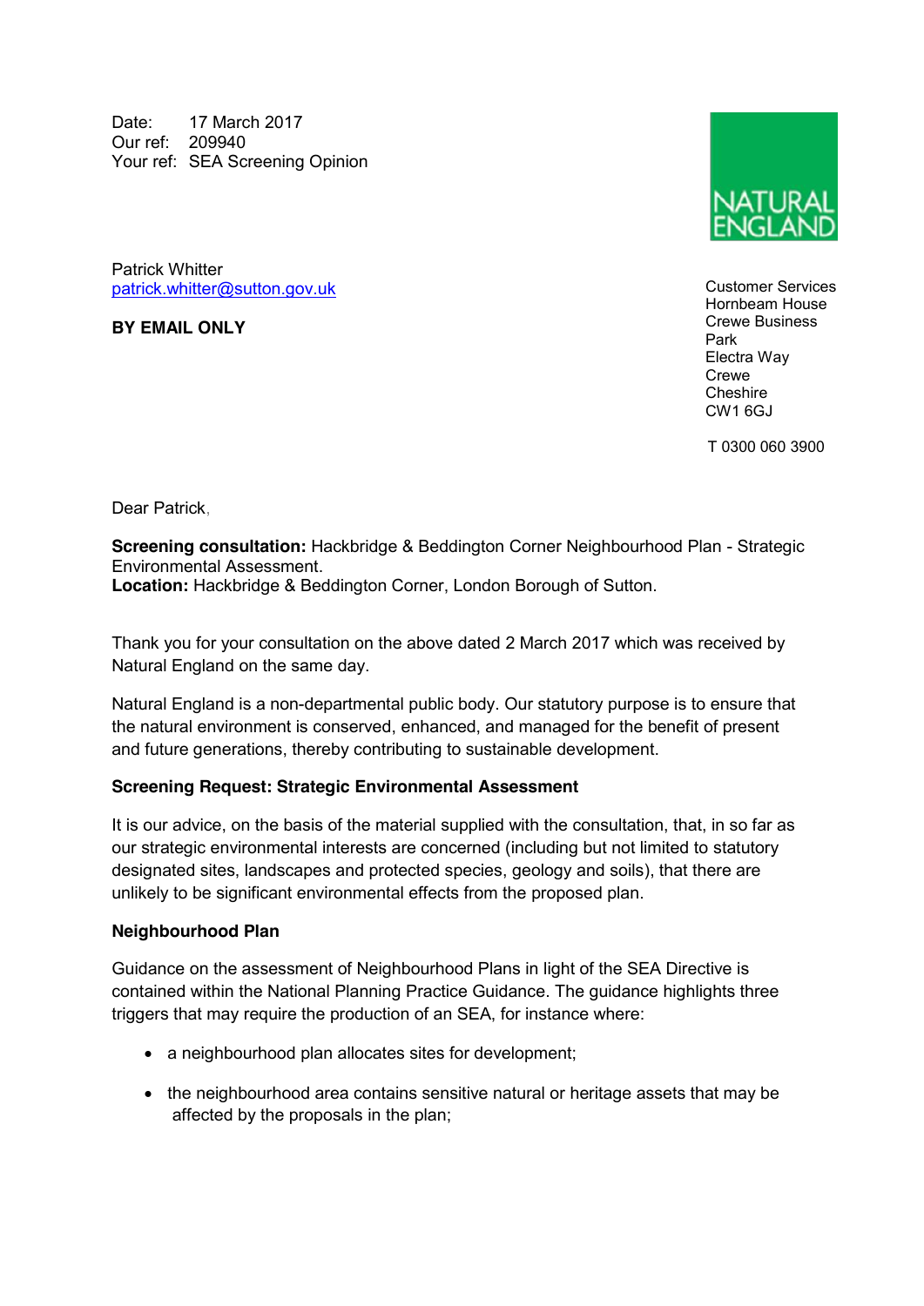Date: 17 March 2017
Our ref: 209940
Your ref: SEA Screening Opinion

NATURAL ENGLAND

Patrick Whitter
patrick.whitter@sutton.gov.uk

**BY EMAIL ONLY**

Customer Services
Hornbeam House
Crewe Business Park
Electra Way
Crewe
Cheshire
CW1 6GJ

T 0300 060 3900

Dear Patrick,

**Screening consultation:** Hackbridge & Beddington Corner Neighbourhood Plan - Strategic Environmental Assessment.
**Location:** Hackbridge & Beddington Corner, London Borough of Sutton.

Thank you for your consultation on the above dated 2 March 2017 which was received by Natural England on the same day.

Natural England is a non-departmental public body. Our statutory purpose is to ensure that the natural environment is conserved, enhanced, and managed for the benefit of present and future generations, thereby contributing to sustainable development.

**Screening Request: Strategic Environmental Assessment**

It is our advice, on the basis of the material supplied with the consultation, that, in so far as our strategic environmental interests are concerned (including but not limited to statutory designated sites, landscapes and protected species, geology and soils), that there are unlikely to be significant environmental effects from the proposed plan.

**Neighbourhood Plan**

Guidance on the assessment of Neighbourhood Plans in light of the SEA Directive is contained within the National Planning Practice Guidance. The guidance highlights three triggers that may require the production of an SEA, for instance where:

- a neighbourhood plan allocates sites for development;
- the neighbourhood area contains sensitive natural or heritage assets that may be affected by the proposals in the plan;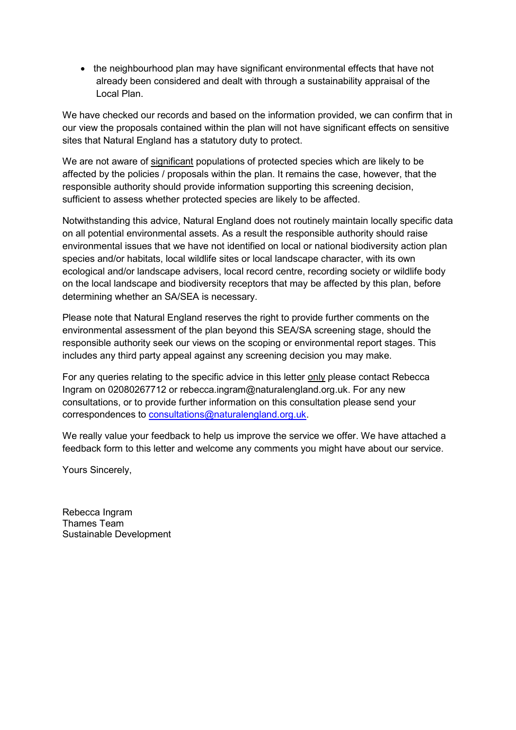- the neighbourhood plan may have significant environmental effects that have not already been considered and dealt with through a sustainability appraisal of the Local Plan.

We have checked our records and based on the information provided, we can confirm that in our view the proposals contained within the plan will not have significant effects on sensitive sites that Natural England has a statutory duty to protect.

We are not aware of significant populations of protected species which are likely to be affected by the policies / proposals within the plan. It remains the case, however, that the responsible authority should provide information supporting this screening decision, sufficient to assess whether protected species are likely to be affected.

Notwithstanding this advice, Natural England does not routinely maintain locally specific data on all potential environmental assets. As a result the responsible authority should raise environmental issues that we have not identified on local or national biodiversity action plan species and/or habitats, local wildlife sites or local landscape character, with its own ecological and/or landscape advisers, local record centre, recording society or wildlife body on the local landscape and biodiversity receptors that may be affected by this plan, before determining whether an SA/SEA is necessary.

Please note that Natural England reserves the right to provide further comments on the environmental assessment of the plan beyond this SEA/SA screening stage, should the responsible authority seek our views on the scoping or environmental report stages. This includes any third party appeal against any screening decision you may make.

For any queries relating to the specific advice in this letter only please contact Rebecca Ingram on 02080267712 or rebecca.ingram@naturalengland.org.uk. For any new consultations, or to provide further information on this consultation please send your correspondences to consultations@naturalengland.org.uk.

We really value your feedback to help us improve the service we offer. We have attached a feedback form to this letter and welcome any comments you might have about our service.

Yours Sincerely,

Rebecca Ingram
Thames Team
Sustainable Development